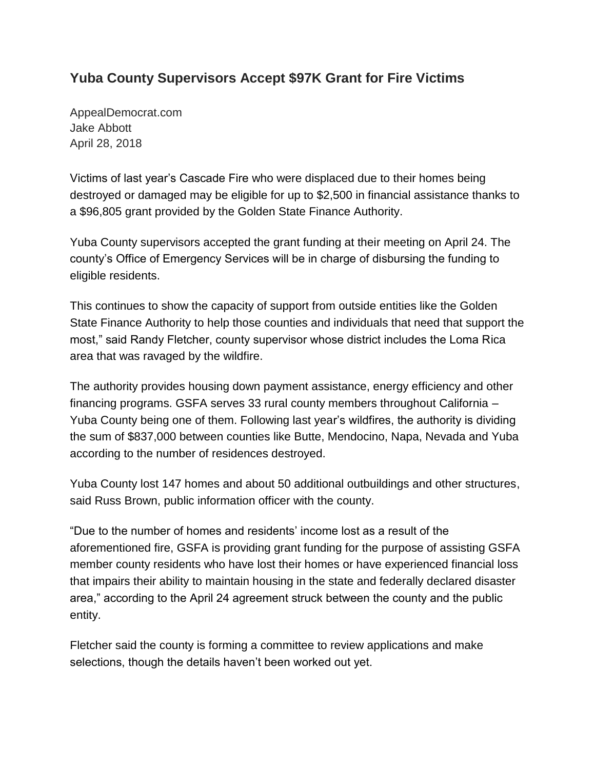# Yuba County Supervisors Accept $97K Grant for Fire Victims

AppealDemocrat.com
Jake Abbott
April 28, 2018

Victims of last year's Cascade Fire who were displaced due to their homes being destroyed or damaged may be eligible for up to $2,500 in financial assistance thanks to a $96,805 grant provided by the Golden State Finance Authority.

Yuba County supervisors accepted the grant funding at their meeting on April 24. The county's Office of Emergency Services will be in charge of disbursing the funding to eligible residents.

This continues to show the capacity of support from outside entities like the Golden State Finance Authority to help those counties and individuals that need that support the most," said Randy Fletcher, county supervisor whose district includes the Loma Rica area that was ravaged by the wildfire.

The authority provides housing down payment assistance, energy efficiency and other financing programs. GSFA serves 33 rural county members throughout California – Yuba County being one of them. Following last year's wildfires, the authority is dividing the sum of $837,000 between counties like Butte, Mendocino, Napa, Nevada and Yuba according to the number of residences destroyed.

Yuba County lost 147 homes and about 50 additional outbuildings and other structures, said Russ Brown, public information officer with the county.

"Due to the number of homes and residents' income lost as a result of the aforementioned fire, GSFA is providing grant funding for the purpose of assisting GSFA member county residents who have lost their homes or have experienced financial loss that impairs their ability to maintain housing in the state and federally declared disaster area," according to the April 24 agreement struck between the county and the public entity.

Fletcher said the county is forming a committee to review applications and make selections, though the details haven't been worked out yet.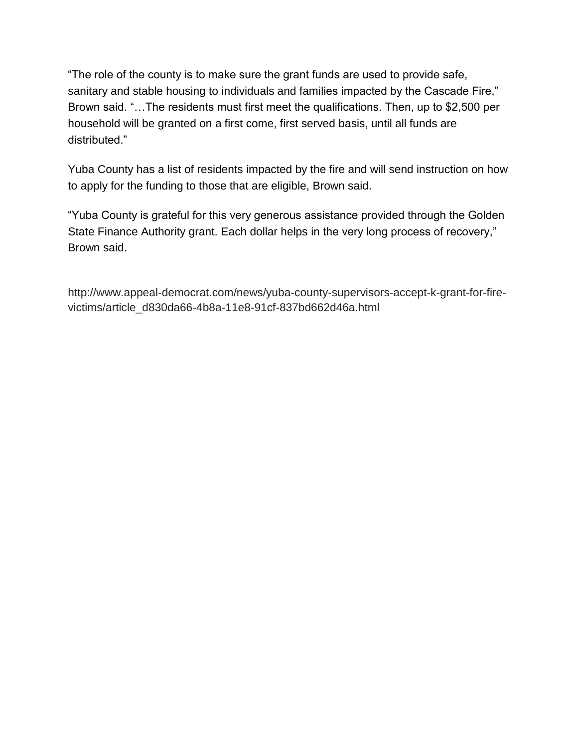"The role of the county is to make sure the grant funds are used to provide safe, sanitary and stable housing to individuals and families impacted by the Cascade Fire," Brown said. "…The residents must first meet the qualifications. Then, up to $2,500 per household will be granted on a first come, first served basis, until all funds are distributed."

Yuba County has a list of residents impacted by the fire and will send instruction on how to apply for the funding to those that are eligible, Brown said.

"Yuba County is grateful for this very generous assistance provided through the Golden State Finance Authority grant. Each dollar helps in the very long process of recovery," Brown said.

http://www.appeal-democrat.com/news/yuba-county-supervisors-accept-k-grant-for-fire-victims/article_d830da66-4b8a-11e8-91cf-837bd662d46a.html